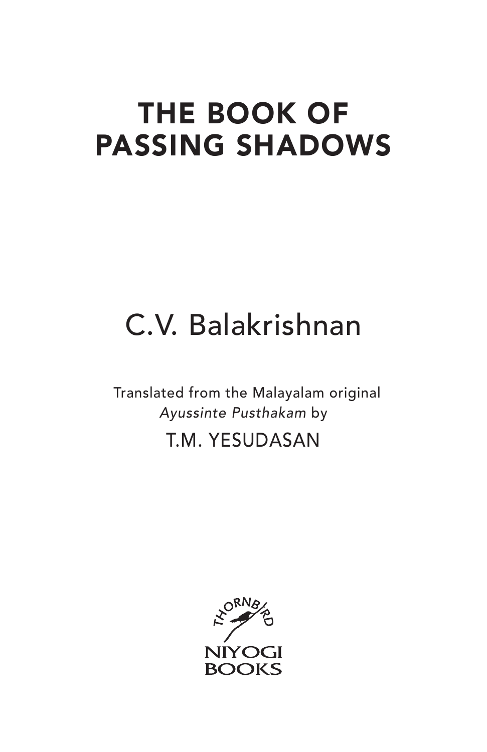# THE BOOK OF PASSING SHADOWS

## C.V. Balakrishnan

Translated from the Malayalam original *Ayussinte Pusthakam* by

T.M. YESUDASAN

THORNBIRD

NIYOGI BOOKS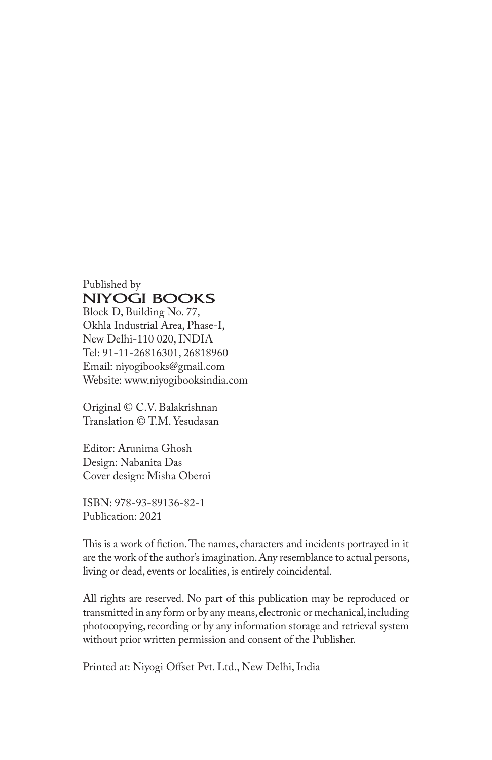Published by
**NIYOGI BOOKS**
Block D, Building No. 77,
Okhla Industrial Area, Phase-I,
New Delhi-110 020, INDIA
Tel: 91-11-26816301, 26818960
Email: niyogibooks@gmail.com
Website: www.niyogibooksindia.com

Original © C.V. Balakrishnan
Translation © T.M. Yesudasan

Editor: Arunima Ghosh
Design: Nabanita Das
Cover design: Misha Oberoi

ISBN: 978-93-89136-82-1
Publication: 2021

This is a work of fiction. The names, characters and incidents portrayed in it are the work of the author's imagination. Any resemblance to actual persons, living or dead, events or localities, is entirely coincidental.

All rights are reserved. No part of this publication may be reproduced or transmitted in any form or by any means, electronic or mechanical, including photocopying, recording or by any information storage and retrieval system without prior written permission and consent of the Publisher.

Printed at: Niyogi Offset Pvt. Ltd., New Delhi, India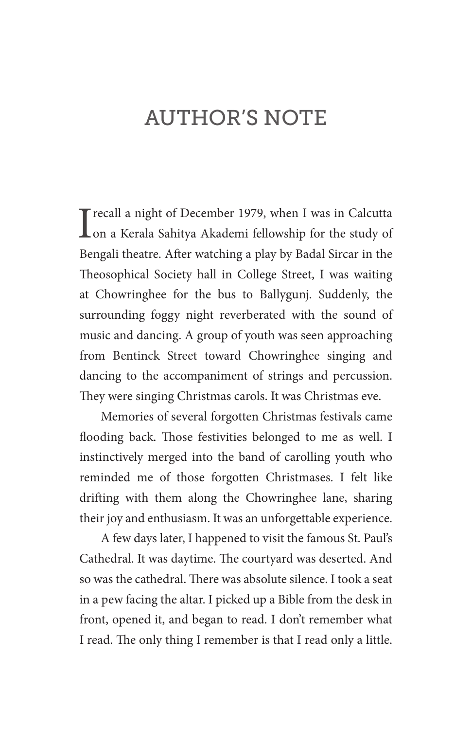# AUTHOR'S NOTE

I recall a night of December 1979, when I was in Calcutta on a Kerala Sahitya Akademi fellowship for the study of Bengali theatre. After watching a play by Badal Sircar in the Theosophical Society hall in College Street, I was waiting at Chowringhee for the bus to Ballygunj. Suddenly, the surrounding foggy night reverberated with the sound of music and dancing. A group of youth was seen approaching from Bentinck Street toward Chowringhee singing and dancing to the accompaniment of strings and percussion. They were singing Christmas carols. It was Christmas eve.

Memories of several forgotten Christmas festivals came flooding back. Those festivities belonged to me as well. I instinctively merged into the band of carolling youth who reminded me of those forgotten Christmases. I felt like drifting with them along the Chowringhee lane, sharing their joy and enthusiasm. It was an unforgettable experience.

A few days later, I happened to visit the famous St. Paul's Cathedral. It was daytime. The courtyard was deserted. And so was the cathedral. There was absolute silence. I took a seat in a pew facing the altar. I picked up a Bible from the desk in front, opened it, and began to read. I don't remember what I read. The only thing I remember is that I read only a little.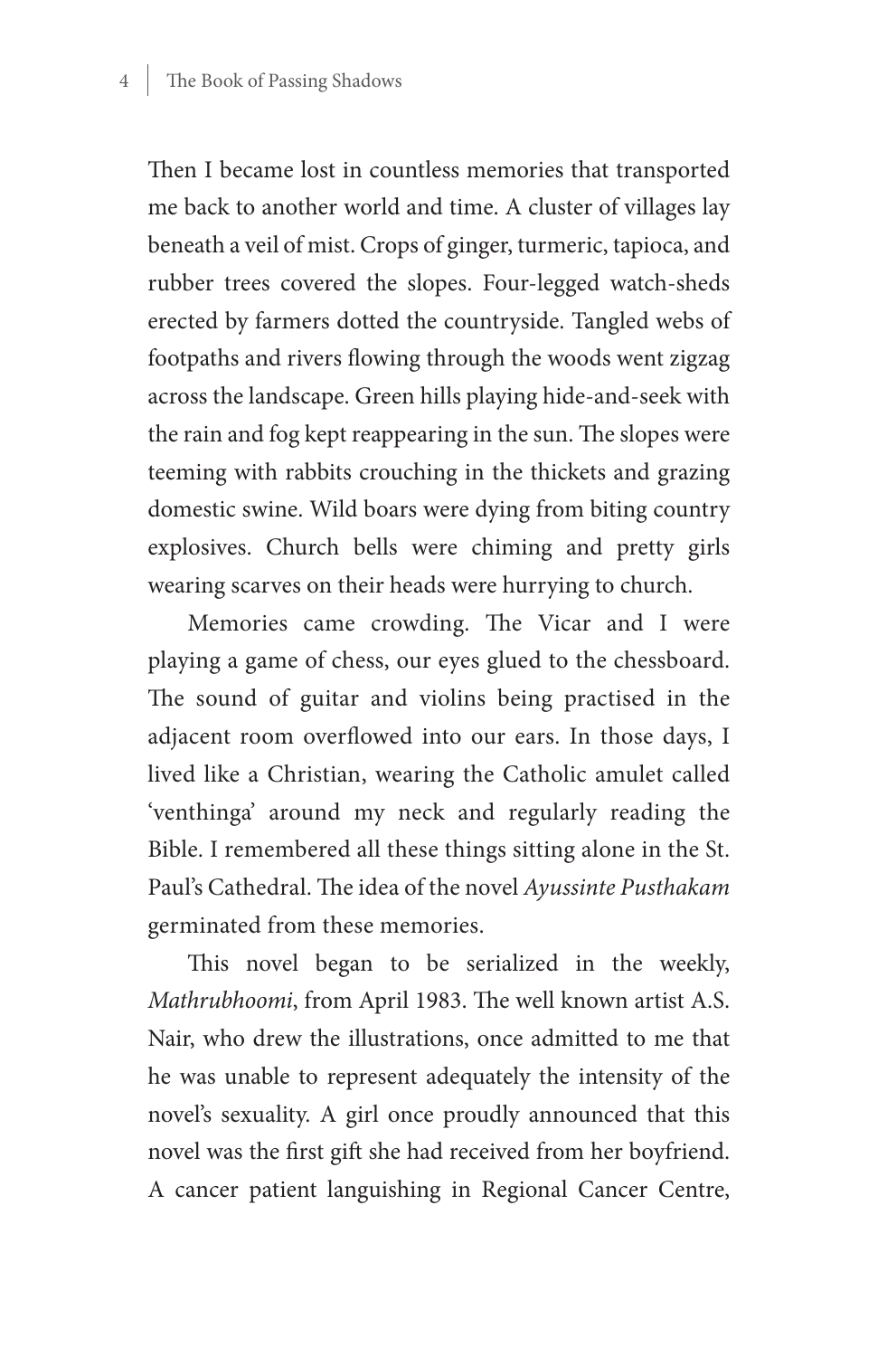Then I became lost in countless memories that transported me back to another world and time. A cluster of villages lay beneath a veil of mist. Crops of ginger, turmeric, tapioca, and rubber trees covered the slopes. Four-legged watch-sheds erected by farmers dotted the countryside. Tangled webs of footpaths and rivers flowing through the woods went zigzag across the landscape. Green hills playing hide-and-seek with the rain and fog kept reappearing in the sun. The slopes were teeming with rabbits crouching in the thickets and grazing domestic swine. Wild boars were dying from biting country explosives. Church bells were chiming and pretty girls wearing scarves on their heads were hurrying to church.

Memories came crowding. The Vicar and I were playing a game of chess, our eyes glued to the chessboard. The sound of guitar and violins being practised in the adjacent room overflowed into our ears. In those days, I lived like a Christian, wearing the Catholic amulet called 'venthinga' around my neck and regularly reading the Bible. I remembered all these things sitting alone in the St. Paul's Cathedral. The idea of the novel *Ayussinte Pusthakam* germinated from these memories.

This novel began to be serialized in the weekly, *Mathrubhoomi*, from April 1983. The well known artist A.S. Nair, who drew the illustrations, once admitted to me that he was unable to represent adequately the intensity of the novel's sexuality. A girl once proudly announced that this novel was the first gift she had received from her boyfriend. A cancer patient languishing in Regional Cancer Centre,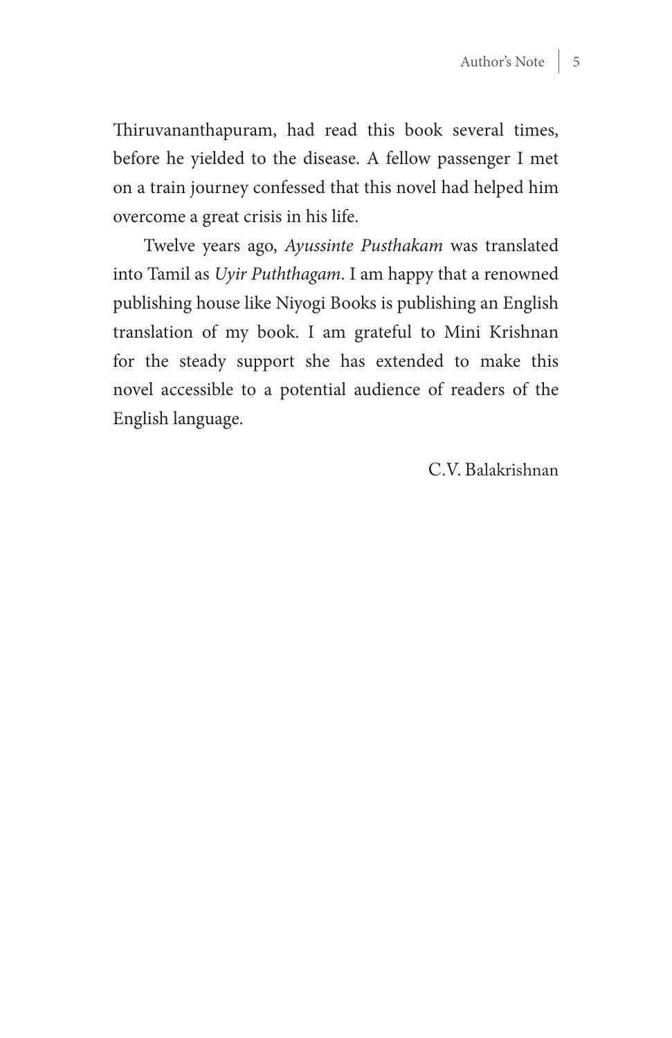Thiruvananthapuram, had read this book several times, before he yielded to the disease. A fellow passenger I met on a train journey confessed that this novel had helped him overcome a great crisis in his life.

Twelve years ago, *Ayussinte Pusthakam* was translated into Tamil as *Uyir Puththagam*. I am happy that a renowned publishing house like Niyogi Books is publishing an English translation of my book. I am grateful to Mini Krishnan for the steady support she has extended to make this novel accessible to a potential audience of readers of the English language.

C.V. Balakrishnan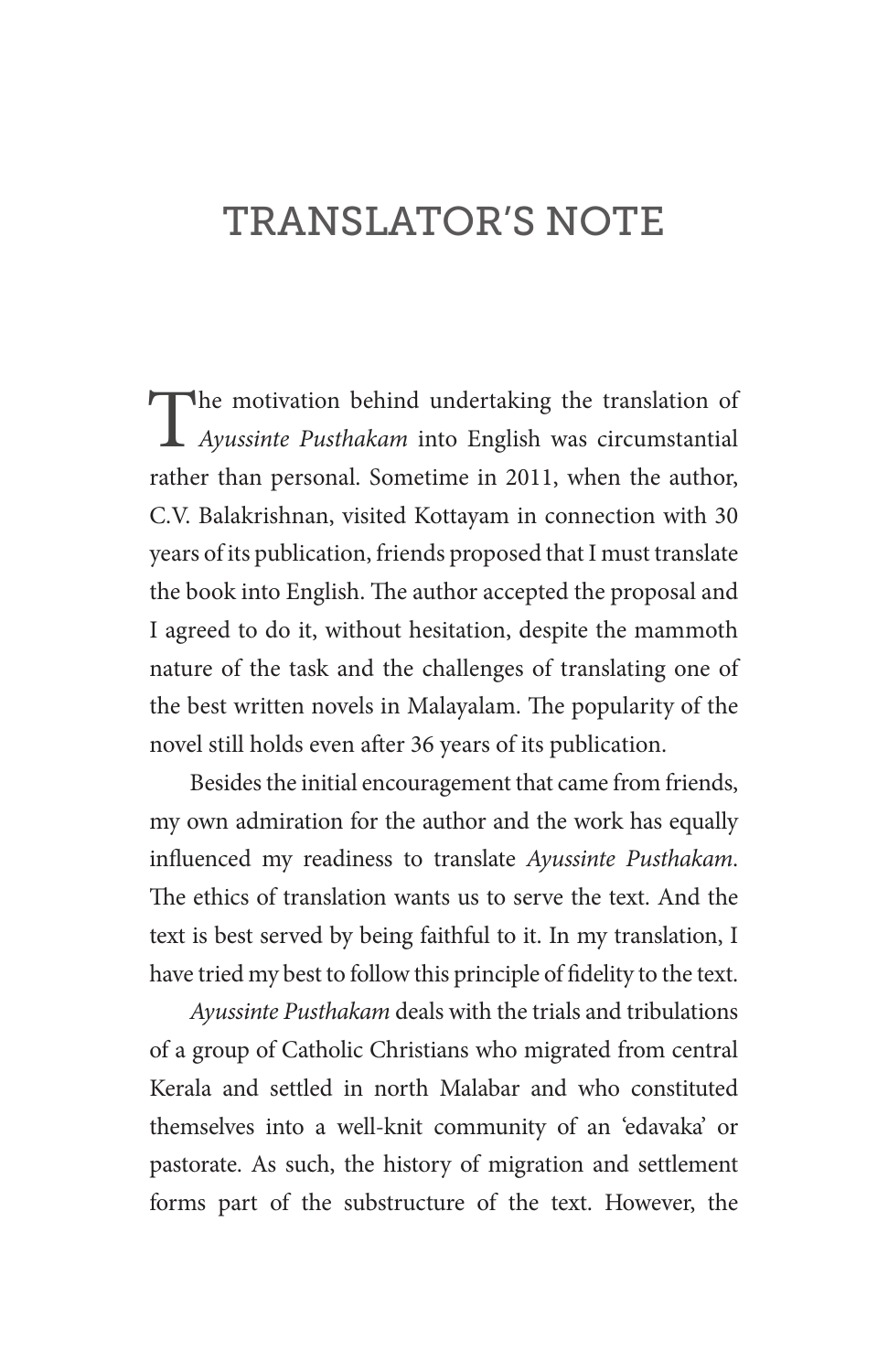# TRANSLATOR'S NOTE

The motivation behind undertaking the translation of *Ayussinte Pusthakam* into English was circumstantial rather than personal. Sometime in 2011, when the author, C.V. Balakrishnan, visited Kottayam in connection with 30 years of its publication, friends proposed that I must translate the book into English. The author accepted the proposal and I agreed to do it, without hesitation, despite the mammoth nature of the task and the challenges of translating one of the best written novels in Malayalam. The popularity of the novel still holds even after 36 years of its publication.

Besides the initial encouragement that came from friends, my own admiration for the author and the work has equally influenced my readiness to translate *Ayussinte Pusthakam*. The ethics of translation wants us to serve the text. And the text is best served by being faithful to it. In my translation, I have tried my best to follow this principle of fidelity to the text.

*Ayussinte Pusthakam* deals with the trials and tribulations of a group of Catholic Christians who migrated from central Kerala and settled in north Malabar and who constituted themselves into a well-knit community of an 'edavaka' or pastorate. As such, the history of migration and settlement forms part of the substructure of the text. However, the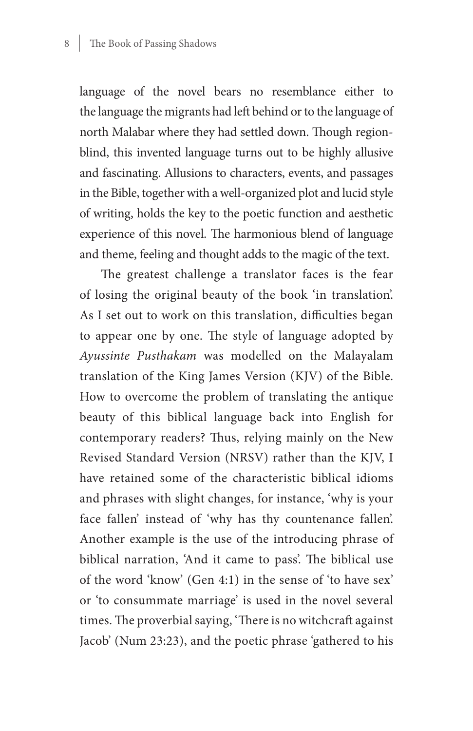language of the novel bears no resemblance either to the language the migrants had left behind or to the language of north Malabar where they had settled down. Though region-blind, this invented language turns out to be highly allusive and fascinating. Allusions to characters, events, and passages in the Bible, together with a well-organized plot and lucid style of writing, holds the key to the poetic function and aesthetic experience of this novel. The harmonious blend of language and theme, feeling and thought adds to the magic of the text.

The greatest challenge a translator faces is the fear of losing the original beauty of the book 'in translation'. As I set out to work on this translation, difficulties began to appear one by one. The style of language adopted by *Ayussinte Pusthakam* was modelled on the Malayalam translation of the King James Version (KJV) of the Bible. How to overcome the problem of translating the antique beauty of this biblical language back into English for contemporary readers? Thus, relying mainly on the New Revised Standard Version (NRSV) rather than the KJV, I have retained some of the characteristic biblical idioms and phrases with slight changes, for instance, 'why is your face fallen' instead of 'why has thy countenance fallen'. Another example is the use of the introducing phrase of biblical narration, 'And it came to pass'. The biblical use of the word 'know' (Gen 4:1) in the sense of 'to have sex' or 'to consummate marriage' is used in the novel several times. The proverbial saying, 'There is no witchcraft against Jacob' (Num 23:23), and the poetic phrase 'gathered to his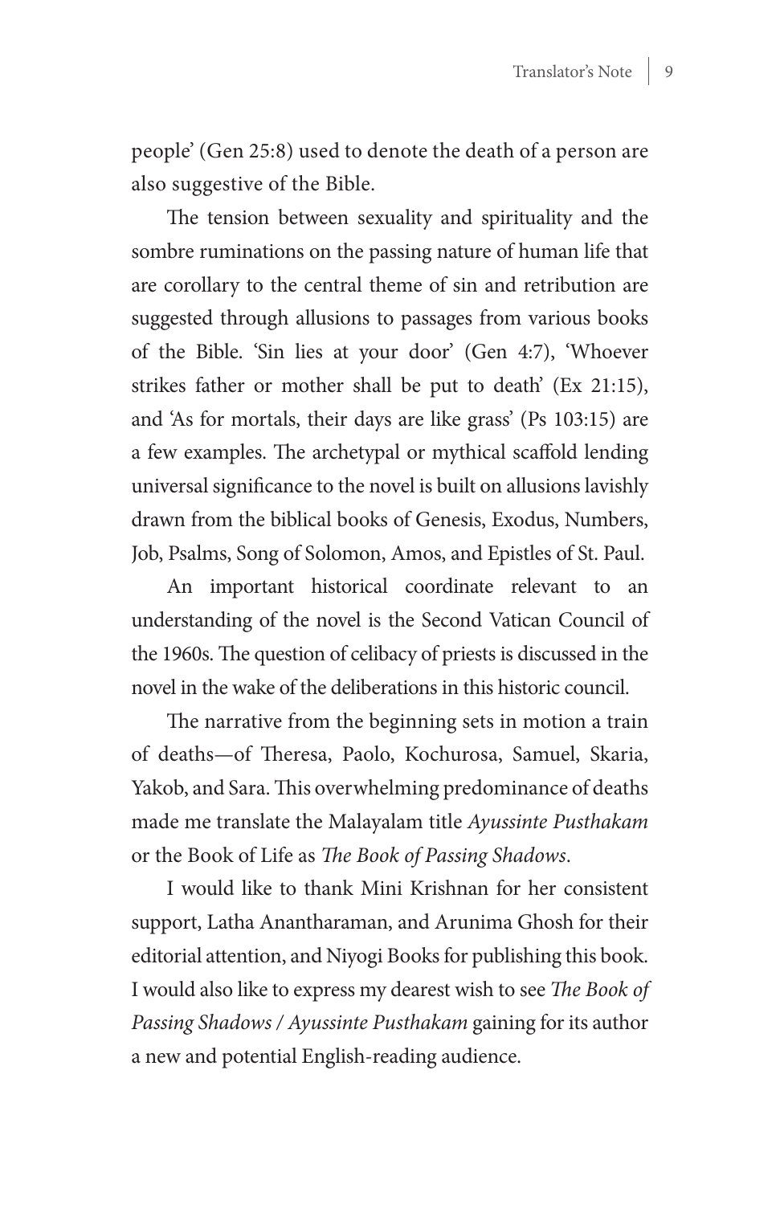people' (Gen 25:8) used to denote the death of a person are also suggestive of the Bible.

The tension between sexuality and spirituality and the sombre ruminations on the passing nature of human life that are corollary to the central theme of sin and retribution are suggested through allusions to passages from various books of the Bible. 'Sin lies at your door' (Gen 4:7), 'Whoever strikes father or mother shall be put to death' (Ex 21:15), and 'As for mortals, their days are like grass' (Ps 103:15) are a few examples. The archetypal or mythical scaffold lending universal significance to the novel is built on allusions lavishly drawn from the biblical books of Genesis, Exodus, Numbers, Job, Psalms, Song of Solomon, Amos, and Epistles of St. Paul.

An important historical coordinate relevant to an understanding of the novel is the Second Vatican Council of the 1960s. The question of celibacy of priests is discussed in the novel in the wake of the deliberations in this historic council.

The narrative from the beginning sets in motion a train of deaths—of Theresa, Paolo, Kochurosa, Samuel, Skaria, Yakob, and Sara. This overwhelming predominance of deaths made me translate the Malayalam title *Ayussinte Pusthakam* or the Book of Life as *The Book of Passing Shadows*.

I would like to thank Mini Krishnan for her consistent support, Latha Anantharaman, and Arunima Ghosh for their editorial attention, and Niyogi Books for publishing this book. I would also like to express my dearest wish to see *The Book of Passing Shadows / Ayussinte Pusthakam* gaining for its author a new and potential English-reading audience.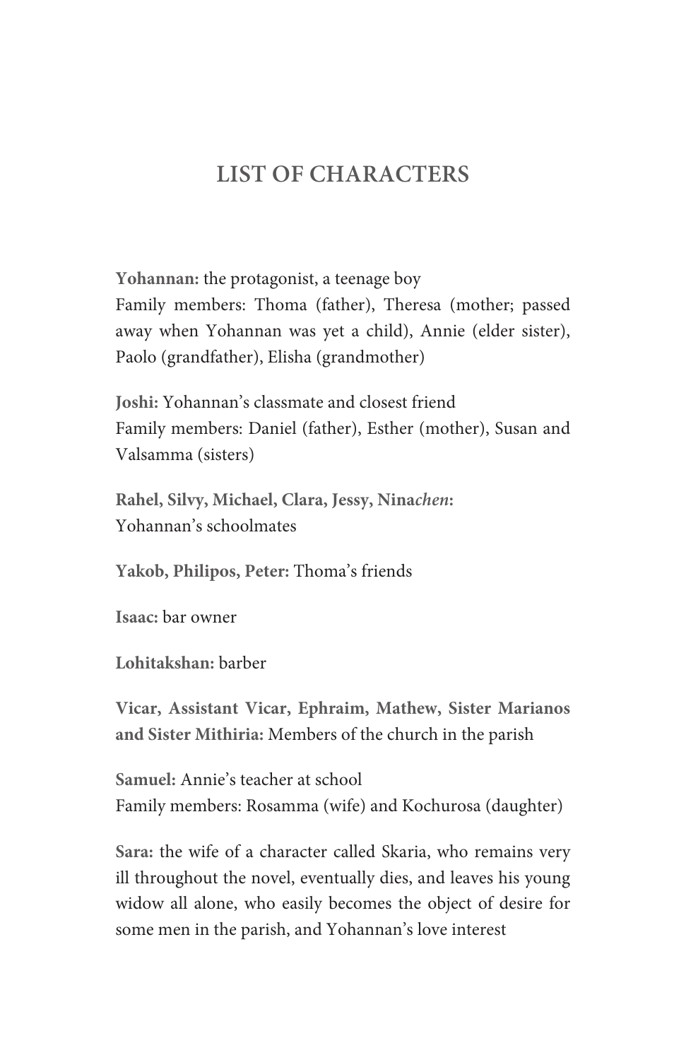# LIST OF CHARACTERS

**Yohannan:** the protagonist, a teenage boy
Family members: Thoma (father), Theresa (mother; passed away when Yohannan was yet a child), Annie (elder sister), Paolo (grandfather), Elisha (grandmother)

**Joshi:** Yohannan's classmate and closest friend
Family members: Daniel (father), Esther (mother), Susan and Valsamma (sisters)

**Rahel, Silvy, Michael, Clara, Jessy, Nina*chen*:**
Yohannan's schoolmates

**Yakob, Philipos, Peter:** Thoma's friends

**Isaac:** bar owner

**Lohitakshan:** barber

**Vicar, Assistant Vicar, Ephraim, Mathew, Sister Marianos and Sister Mithiria:** Members of the church in the parish

**Samuel:** Annie's teacher at school
Family members: Rosamma (wife) and Kochurosa (daughter)

**Sara:** the wife of a character called Skaria, who remains very ill throughout the novel, eventually dies, and leaves his young widow all alone, who easily becomes the object of desire for some men in the parish, and Yohannan's love interest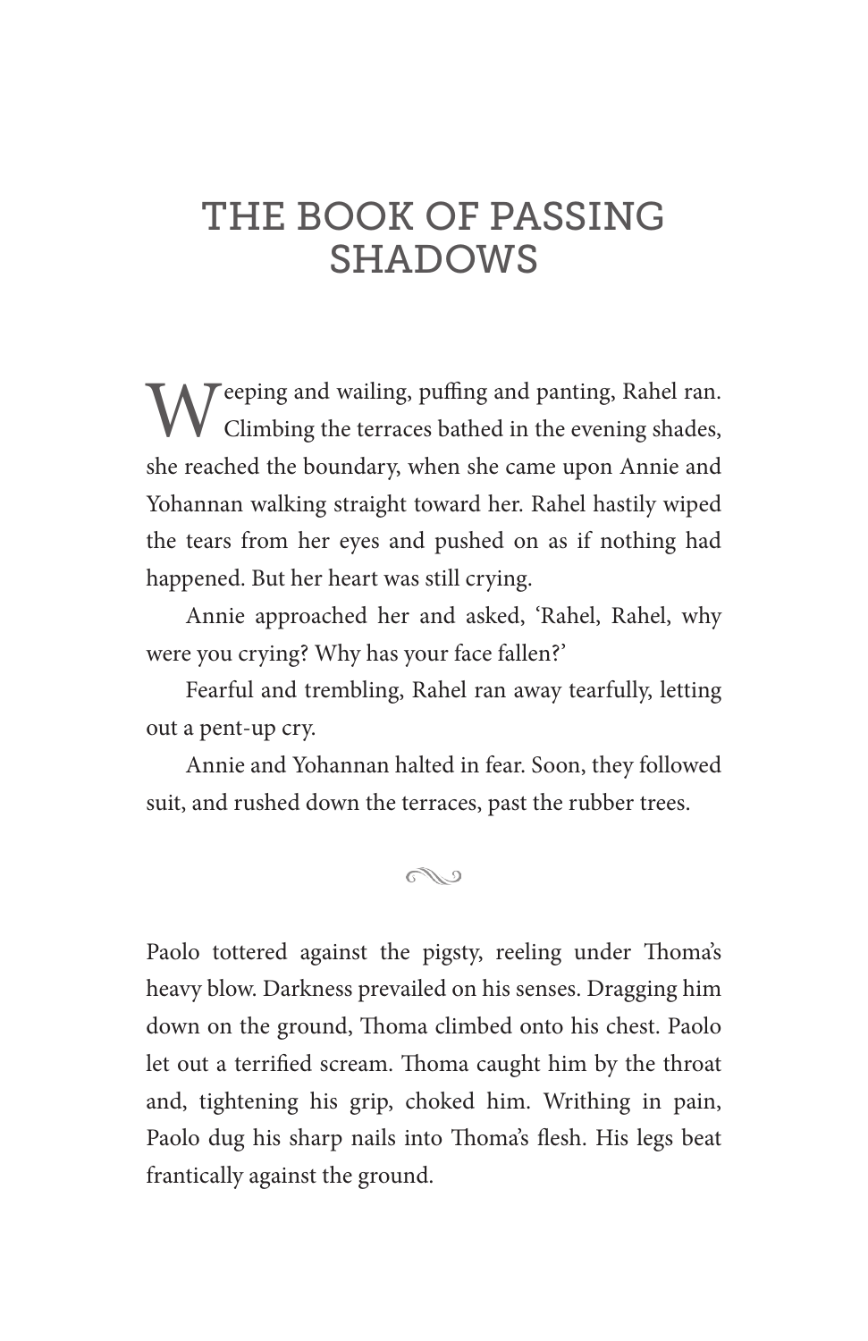# THE BOOK OF PASSING SHADOWS

Weeping and wailing, puffing and panting, Rahel ran. Climbing the terraces bathed in the evening shades, she reached the boundary, when she came upon Annie and Yohannan walking straight toward her. Rahel hastily wiped the tears from her eyes and pushed on as if nothing had happened. But her heart was still crying.

Annie approached her and asked, 'Rahel, Rahel, why were you crying? Why has your face fallen?'

Fearful and trembling, Rahel ran away tearfully, letting out a pent-up cry.

Annie and Yohannan halted in fear. Soon, they followed suit, and rushed down the terraces, past the rubber trees.

---

Paolo tottered against the pigsty, reeling under Thoma's heavy blow. Darkness prevailed on his senses. Dragging him down on the ground, Thoma climbed onto his chest. Paolo let out a terrified scream. Thoma caught him by the throat and, tightening his grip, choked him. Writhing in pain, Paolo dug his sharp nails into Thoma's flesh. His legs beat frantically against the ground.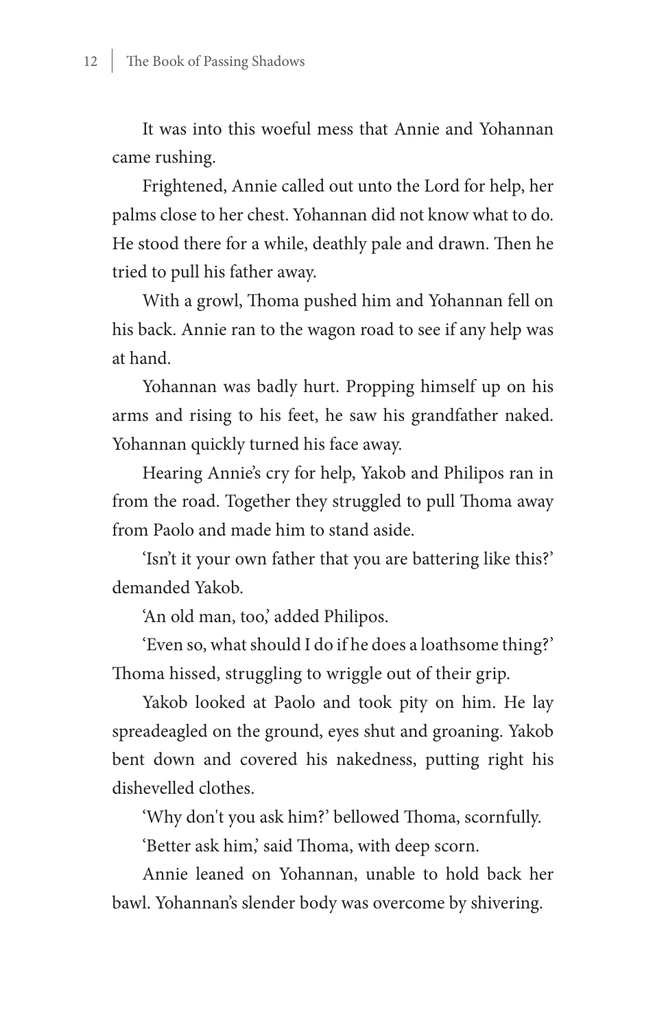It was into this woeful mess that Annie and Yohannan came rushing.

Frightened, Annie called out unto the Lord for help, her palms close to her chest. Yohannan did not know what to do. He stood there for a while, deathly pale and drawn. Then he tried to pull his father away.

With a growl, Thoma pushed him and Yohannan fell on his back. Annie ran to the wagon road to see if any help was at hand.

Yohannan was badly hurt. Propping himself up on his arms and rising to his feet, he saw his grandfather naked. Yohannan quickly turned his face away.

Hearing Annie's cry for help, Yakob and Philipos ran in from the road. Together they struggled to pull Thoma away from Paolo and made him to stand aside.

'Isn't it your own father that you are battering like this?' demanded Yakob.

'An old man, too,' added Philipos.

'Even so, what should I do if he does a loathsome thing?' Thoma hissed, struggling to wriggle out of their grip.

Yakob looked at Paolo and took pity on him. He lay spreadeagled on the ground, eyes shut and groaning. Yakob bent down and covered his nakedness, putting right his dishevelled clothes.

'Why don't you ask him?' bellowed Thoma, scornfully.

'Better ask him,' said Thoma, with deep scorn.

Annie leaned on Yohannan, unable to hold back her bawl. Yohannan's slender body was overcome by shivering.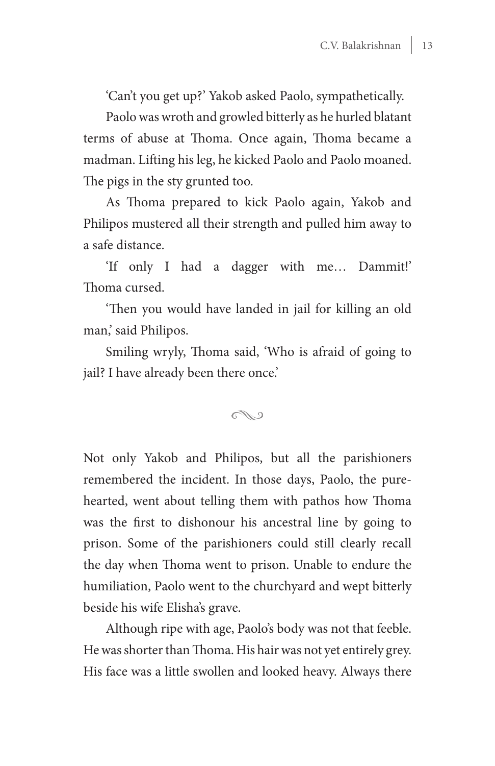'Can't you get up?' Yakob asked Paolo, sympathetically.

Paolo was wroth and growled bitterly as he hurled blatant terms of abuse at Thoma. Once again, Thoma became a madman. Lifting his leg, he kicked Paolo and Paolo moaned. The pigs in the sty grunted too.

As Thoma prepared to kick Paolo again, Yakob and Philipos mustered all their strength and pulled him away to a safe distance.

'If only I had a dagger with me… Dammit!' Thoma cursed.

'Then you would have landed in jail for killing an old man,' said Philipos.

Smiling wryly, Thoma said, 'Who is afraid of going to jail? I have already been there once.'

---

Not only Yakob and Philipos, but all the parishioners remembered the incident. In those days, Paolo, the pure-hearted, went about telling them with pathos how Thoma was the first to dishonour his ancestral line by going to prison. Some of the parishioners could still clearly recall the day when Thoma went to prison. Unable to endure the humiliation, Paolo went to the churchyard and wept bitterly beside his wife Elisha's grave.

Although ripe with age, Paolo's body was not that feeble. He was shorter than Thoma. His hair was not yet entirely grey. His face was a little swollen and looked heavy. Always there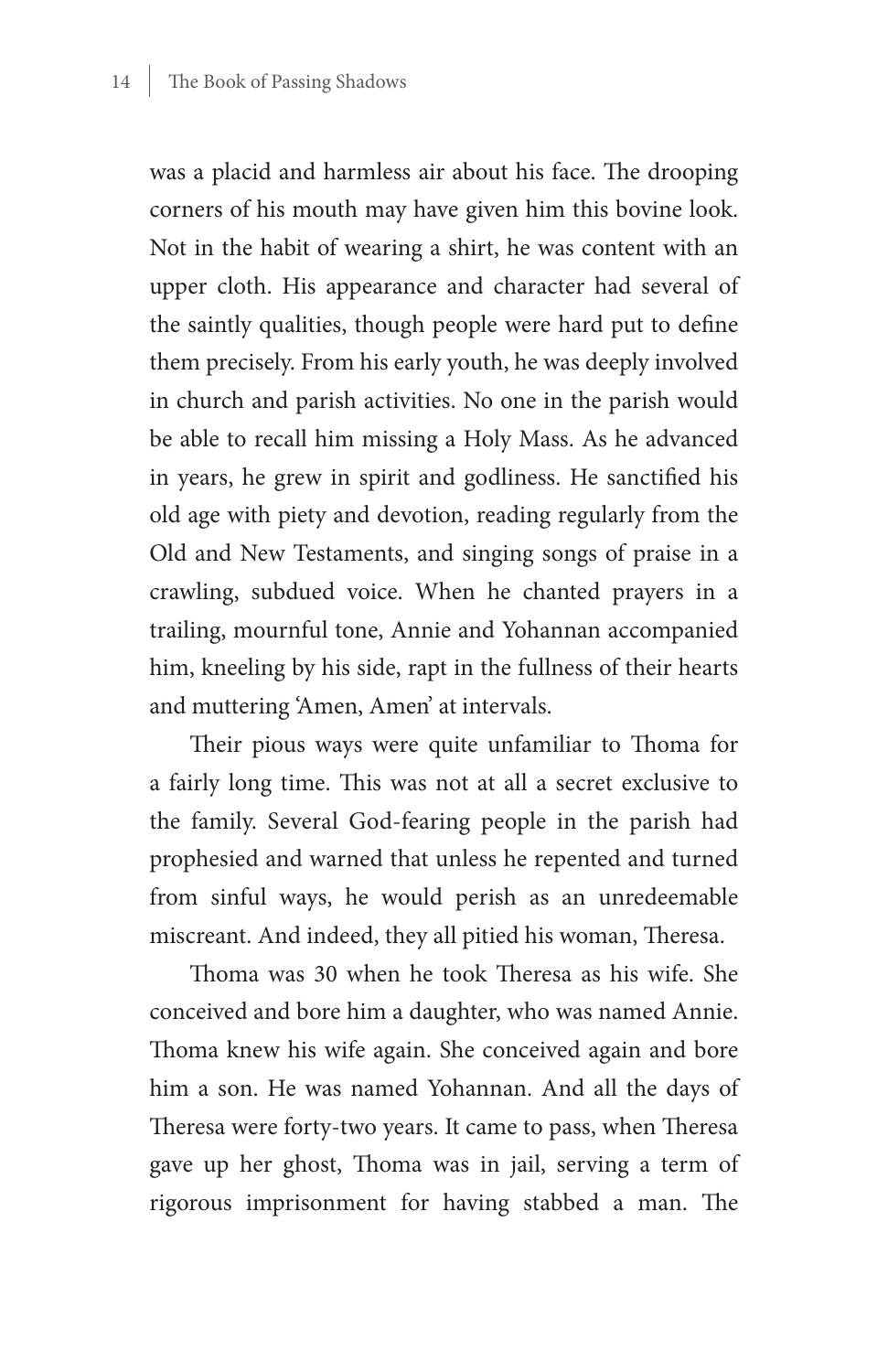was a placid and harmless air about his face. The drooping corners of his mouth may have given him this bovine look. Not in the habit of wearing a shirt, he was content with an upper cloth. His appearance and character had several of the saintly qualities, though people were hard put to define them precisely. From his early youth, he was deeply involved in church and parish activities. No one in the parish would be able to recall him missing a Holy Mass. As he advanced in years, he grew in spirit and godliness. He sanctified his old age with piety and devotion, reading regularly from the Old and New Testaments, and singing songs of praise in a crawling, subdued voice. When he chanted prayers in a trailing, mournful tone, Annie and Yohannan accompanied him, kneeling by his side, rapt in the fullness of their hearts and muttering 'Amen, Amen' at intervals.

Their pious ways were quite unfamiliar to Thoma for a fairly long time. This was not at all a secret exclusive to the family. Several God-fearing people in the parish had prophesied and warned that unless he repented and turned from sinful ways, he would perish as an unredeemable miscreant. And indeed, they all pitied his woman, Theresa.

Thoma was 30 when he took Theresa as his wife. She conceived and bore him a daughter, who was named Annie. Thoma knew his wife again. She conceived again and bore him a son. He was named Yohannan. And all the days of Theresa were forty-two years. It came to pass, when Theresa gave up her ghost, Thoma was in jail, serving a term of rigorous imprisonment for having stabbed a man. The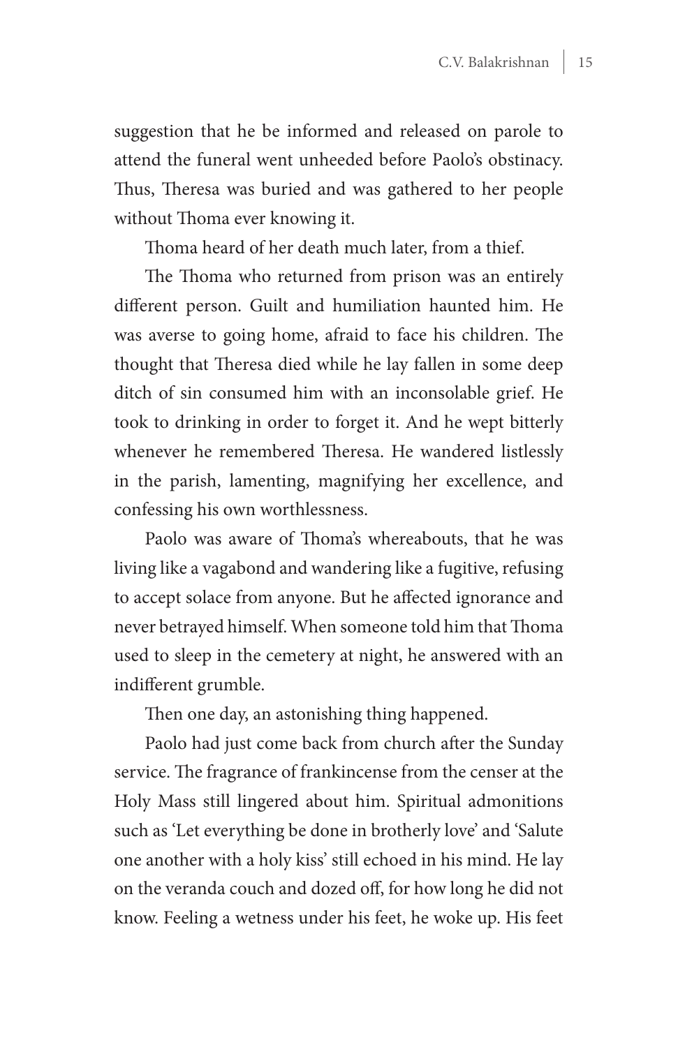suggestion that he be informed and released on parole to attend the funeral went unheeded before Paolo's obstinacy. Thus, Theresa was buried and was gathered to her people without Thoma ever knowing it.

Thoma heard of her death much later, from a thief.

The Thoma who returned from prison was an entirely different person. Guilt and humiliation haunted him. He was averse to going home, afraid to face his children. The thought that Theresa died while he lay fallen in some deep ditch of sin consumed him with an inconsolable grief. He took to drinking in order to forget it. And he wept bitterly whenever he remembered Theresa. He wandered listlessly in the parish, lamenting, magnifying her excellence, and confessing his own worthlessness.

Paolo was aware of Thoma's whereabouts, that he was living like a vagabond and wandering like a fugitive, refusing to accept solace from anyone. But he affected ignorance and never betrayed himself. When someone told him that Thoma used to sleep in the cemetery at night, he answered with an indifferent grumble.

Then one day, an astonishing thing happened.

Paolo had just come back from church after the Sunday service. The fragrance of frankincense from the censer at the Holy Mass still lingered about him. Spiritual admonitions such as 'Let everything be done in brotherly love' and 'Salute one another with a holy kiss' still echoed in his mind. He lay on the veranda couch and dozed off, for how long he did not know. Feeling a wetness under his feet, he woke up. His feet